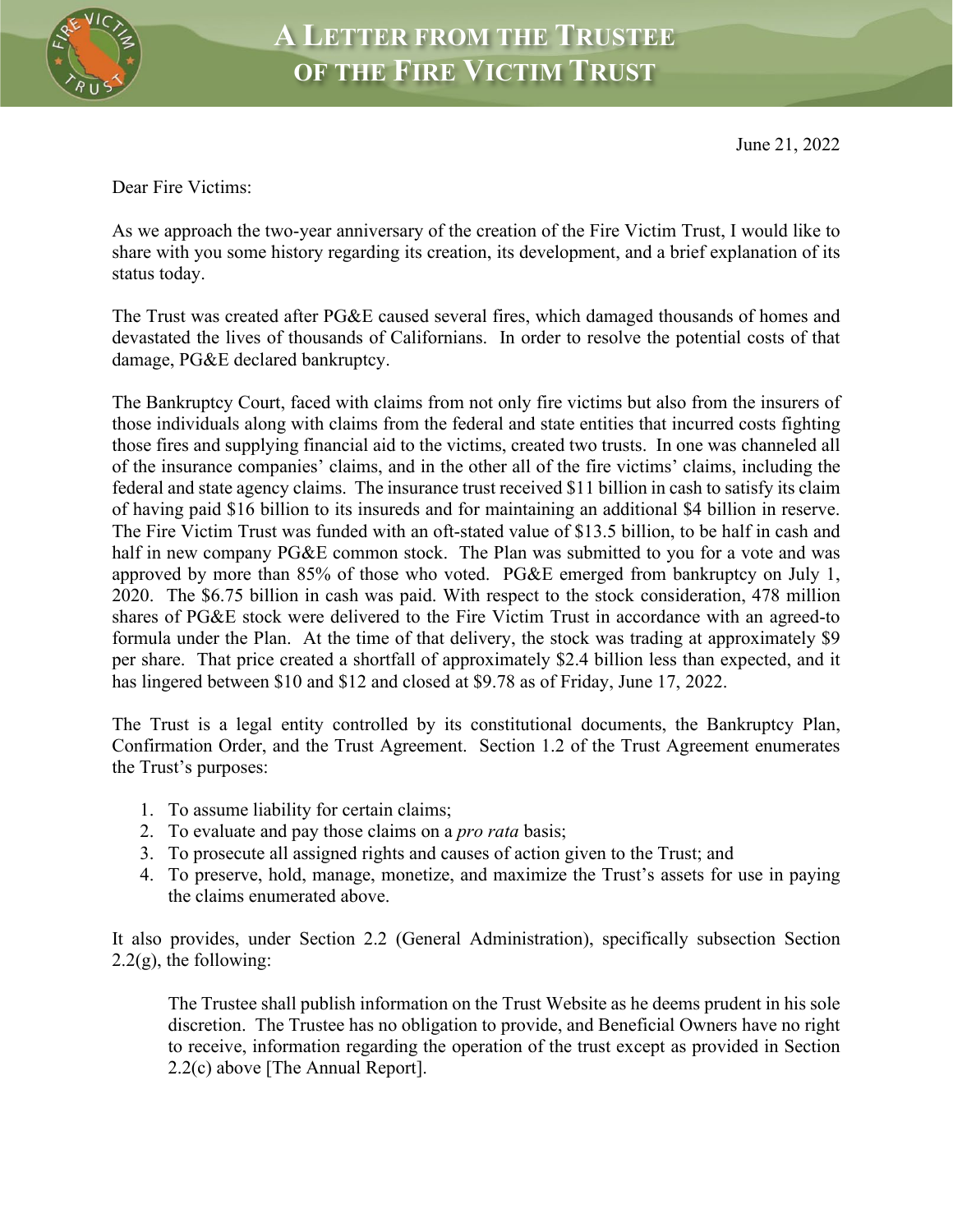# A Letter from the Trustee of the Fire Victim Trust

June 21, 2022

Dear Fire Victims:

As we approach the two-year anniversary of the creation of the Fire Victim Trust, I would like to share with you some history regarding its creation, its development, and a brief explanation of its status today.

The Trust was created after PG&E caused several fires, which damaged thousands of homes and devastated the lives of thousands of Californians. In order to resolve the potential costs of that damage, PG&E declared bankruptcy.

The Bankruptcy Court, faced with claims from not only fire victims but also from the insurers of those individuals along with claims from the federal and state entities that incurred costs fighting those fires and supplying financial aid to the victims, created two trusts. In one was channeled all of the insurance companies' claims, and in the other all of the fire victims' claims, including the federal and state agency claims. The insurance trust received $11 billion in cash to satisfy its claim of having paid $16 billion to its insureds and for maintaining an additional $4 billion in reserve. The Fire Victim Trust was funded with an oft-stated value of $13.5 billion, to be half in cash and half in new company PG&E common stock. The Plan was submitted to you for a vote and was approved by more than 85% of those who voted. PG&E emerged from bankruptcy on July 1, 2020. The $6.75 billion in cash was paid. With respect to the stock consideration, 478 million shares of PG&E stock were delivered to the Fire Victim Trust in accordance with an agreed-to formula under the Plan. At the time of that delivery, the stock was trading at approximately $9 per share. That price created a shortfall of approximately $2.4 billion less than expected, and it has lingered between $10 and $12 and closed at $9.78 as of Friday, June 17, 2022.

The Trust is a legal entity controlled by its constitutional documents, the Bankruptcy Plan, Confirmation Order, and the Trust Agreement. Section 1.2 of the Trust Agreement enumerates the Trust's purposes:

1. To assume liability for certain claims;
2. To evaluate and pay those claims on a *pro rata* basis;
3. To prosecute all assigned rights and causes of action given to the Trust; and
4. To preserve, hold, manage, monetize, and maximize the Trust's assets for use in paying the claims enumerated above.

It also provides, under Section 2.2 (General Administration), specifically subsection Section 2.2(g), the following:

> The Trustee shall publish information on the Trust Website as he deems prudent in his sole discretion. The Trustee has no obligation to provide, and Beneficial Owners have no right to receive, information regarding the operation of the trust except as provided in Section 2.2(c) above [The Annual Report].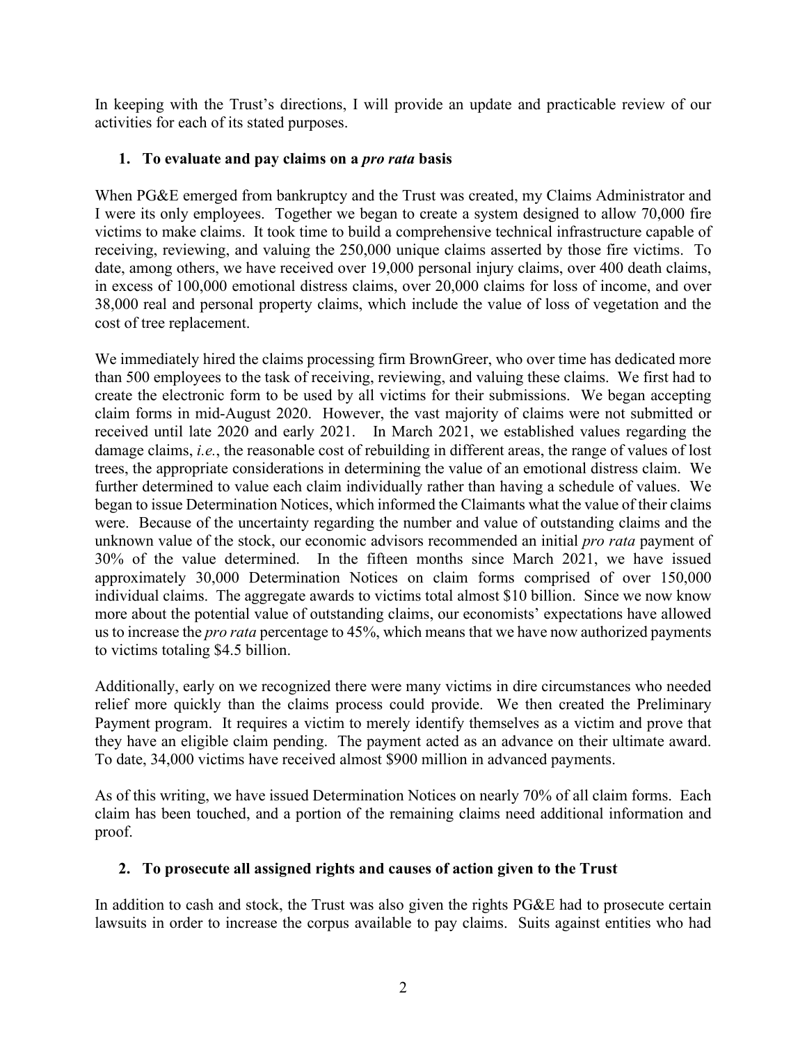In keeping with the Trust's directions, I will provide an update and practicable review of our activities for each of its stated purposes.

**1. To evaluate and pay claims on a *pro rata* basis**

When PG&E emerged from bankruptcy and the Trust was created, my Claims Administrator and I were its only employees. Together we began to create a system designed to allow 70,000 fire victims to make claims. It took time to build a comprehensive technical infrastructure capable of receiving, reviewing, and valuing the 250,000 unique claims asserted by those fire victims. To date, among others, we have received over 19,000 personal injury claims, over 400 death claims, in excess of 100,000 emotional distress claims, over 20,000 claims for loss of income, and over 38,000 real and personal property claims, which include the value of loss of vegetation and the cost of tree replacement.

We immediately hired the claims processing firm BrownGreer, who over time has dedicated more than 500 employees to the task of receiving, reviewing, and valuing these claims. We first had to create the electronic form to be used by all victims for their submissions. We began accepting claim forms in mid-August 2020. However, the vast majority of claims were not submitted or received until late 2020 and early 2021. In March 2021, we established values regarding the damage claims, *i.e.*, the reasonable cost of rebuilding in different areas, the range of values of lost trees, the appropriate considerations in determining the value of an emotional distress claim. We further determined to value each claim individually rather than having a schedule of values. We began to issue Determination Notices, which informed the Claimants what the value of their claims were. Because of the uncertainty regarding the number and value of outstanding claims and the unknown value of the stock, our economic advisors recommended an initial *pro rata* payment of 30% of the value determined. In the fifteen months since March 2021, we have issued approximately 30,000 Determination Notices on claim forms comprised of over 150,000 individual claims. The aggregate awards to victims total almost $10 billion. Since we now know more about the potential value of outstanding claims, our economists' expectations have allowed us to increase the *pro rata* percentage to 45%, which means that we have now authorized payments to victims totaling $4.5 billion.

Additionally, early on we recognized there were many victims in dire circumstances who needed relief more quickly than the claims process could provide. We then created the Preliminary Payment program. It requires a victim to merely identify themselves as a victim and prove that they have an eligible claim pending. The payment acted as an advance on their ultimate award. To date, 34,000 victims have received almost $900 million in advanced payments.

As of this writing, we have issued Determination Notices on nearly 70% of all claim forms. Each claim has been touched, and a portion of the remaining claims need additional information and proof.

**2. To prosecute all assigned rights and causes of action given to the Trust**

In addition to cash and stock, the Trust was also given the rights PG&E had to prosecute certain lawsuits in order to increase the corpus available to pay claims. Suits against entities who had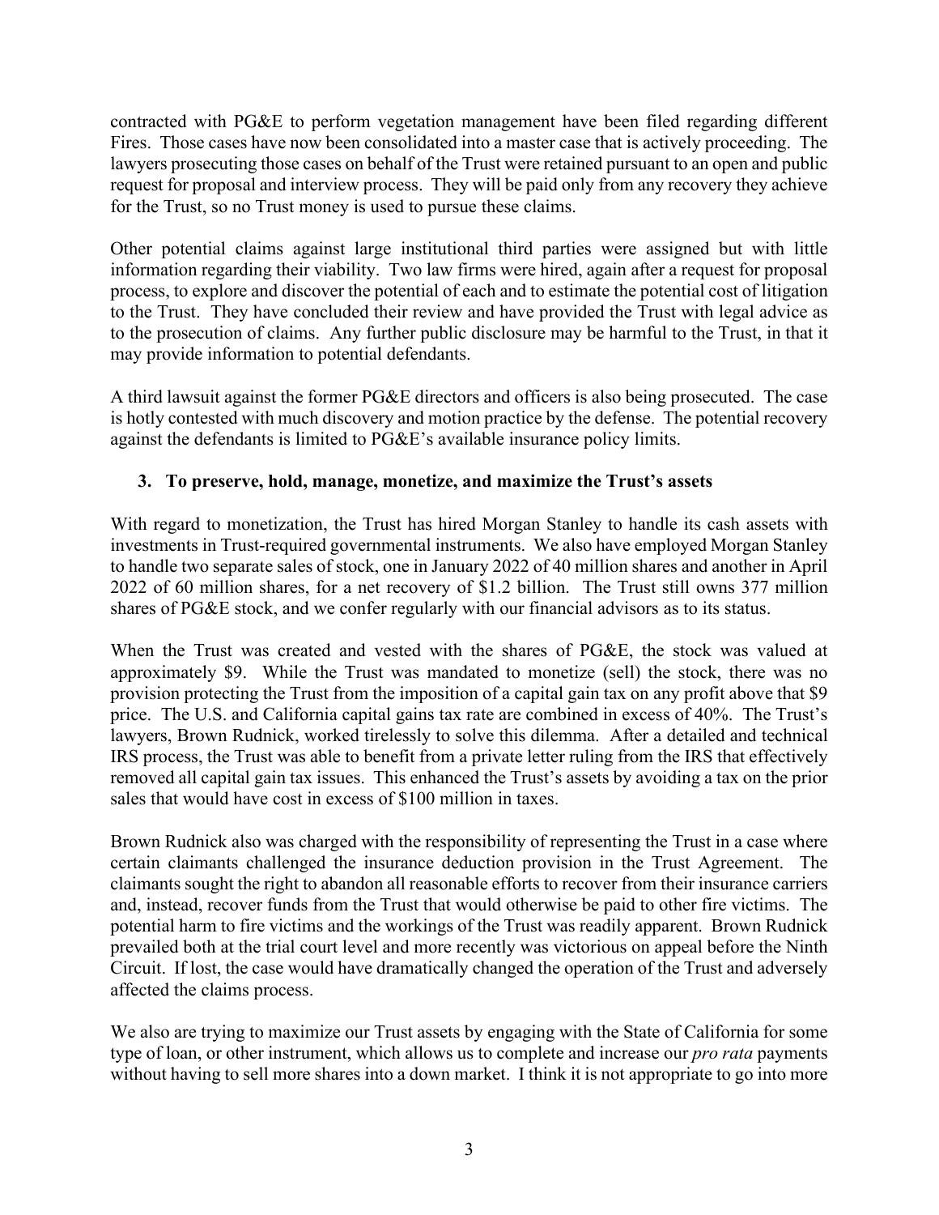contracted with PG&E to perform vegetation management have been filed regarding different Fires. Those cases have now been consolidated into a master case that is actively proceeding. The lawyers prosecuting those cases on behalf of the Trust were retained pursuant to an open and public request for proposal and interview process. They will be paid only from any recovery they achieve for the Trust, so no Trust money is used to pursue these claims.

Other potential claims against large institutional third parties were assigned but with little information regarding their viability. Two law firms were hired, again after a request for proposal process, to explore and discover the potential of each and to estimate the potential cost of litigation to the Trust. They have concluded their review and have provided the Trust with legal advice as to the prosecution of claims. Any further public disclosure may be harmful to the Trust, in that it may provide information to potential defendants.

A third lawsuit against the former PG&E directors and officers is also being prosecuted. The case is hotly contested with much discovery and motion practice by the defense. The potential recovery against the defendants is limited to PG&E's available insurance policy limits.

### 3. To preserve, hold, manage, monetize, and maximize the Trust's assets

With regard to monetization, the Trust has hired Morgan Stanley to handle its cash assets with investments in Trust-required governmental instruments. We also have employed Morgan Stanley to handle two separate sales of stock, one in January 2022 of 40 million shares and another in April 2022 of 60 million shares, for a net recovery of $1.2 billion. The Trust still owns 377 million shares of PG&E stock, and we confer regularly with our financial advisors as to its status.

When the Trust was created and vested with the shares of PG&E, the stock was valued at approximately $9. While the Trust was mandated to monetize (sell) the stock, there was no provision protecting the Trust from the imposition of a capital gain tax on any profit above that $9 price. The U.S. and California capital gains tax rate are combined in excess of 40%. The Trust's lawyers, Brown Rudnick, worked tirelessly to solve this dilemma. After a detailed and technical IRS process, the Trust was able to benefit from a private letter ruling from the IRS that effectively removed all capital gain tax issues. This enhanced the Trust's assets by avoiding a tax on the prior sales that would have cost in excess of $100 million in taxes.

Brown Rudnick also was charged with the responsibility of representing the Trust in a case where certain claimants challenged the insurance deduction provision in the Trust Agreement. The claimants sought the right to abandon all reasonable efforts to recover from their insurance carriers and, instead, recover funds from the Trust that would otherwise be paid to other fire victims. The potential harm to fire victims and the workings of the Trust was readily apparent. Brown Rudnick prevailed both at the trial court level and more recently was victorious on appeal before the Ninth Circuit. If lost, the case would have dramatically changed the operation of the Trust and adversely affected the claims process.

We also are trying to maximize our Trust assets by engaging with the State of California for some type of loan, or other instrument, which allows us to complete and increase our *pro rata* payments without having to sell more shares into a down market. I think it is not appropriate to go into more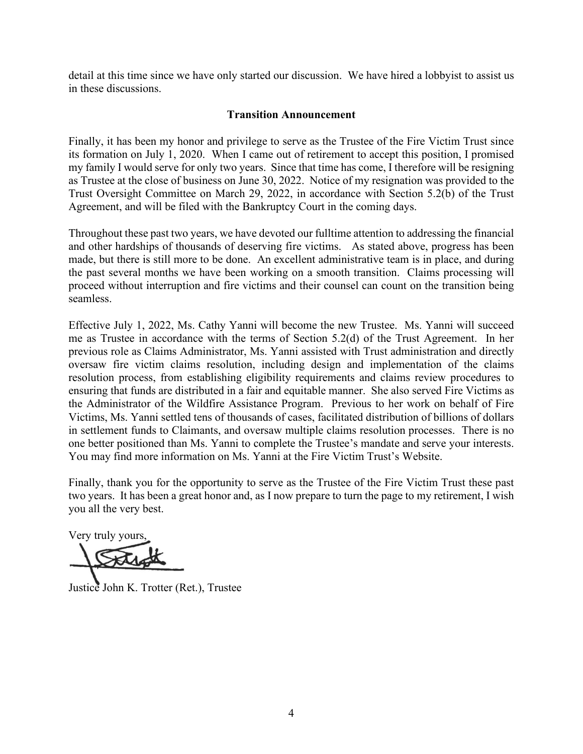detail at this time since we have only started our discussion. We have hired a lobbyist to assist us in these discussions.

## Transition Announcement

Finally, it has been my honor and privilege to serve as the Trustee of the Fire Victim Trust since its formation on July 1, 2020. When I came out of retirement to accept this position, I promised my family I would serve for only two years. Since that time has come, I therefore will be resigning as Trustee at the close of business on June 30, 2022. Notice of my resignation was provided to the Trust Oversight Committee on March 29, 2022, in accordance with Section 5.2(b) of the Trust Agreement, and will be filed with the Bankruptcy Court in the coming days.

Throughout these past two years, we have devoted our fulltime attention to addressing the financial and other hardships of thousands of deserving fire victims. As stated above, progress has been made, but there is still more to be done. An excellent administrative team is in place, and during the past several months we have been working on a smooth transition. Claims processing will proceed without interruption and fire victims and their counsel can count on the transition being seamless.

Effective July 1, 2022, Ms. Cathy Yanni will become the new Trustee. Ms. Yanni will succeed me as Trustee in accordance with the terms of Section 5.2(d) of the Trust Agreement. In her previous role as Claims Administrator, Ms. Yanni assisted with Trust administration and directly oversaw fire victim claims resolution, including design and implementation of the claims resolution process, from establishing eligibility requirements and claims review procedures to ensuring that funds are distributed in a fair and equitable manner. She also served Fire Victims as the Administrator of the Wildfire Assistance Program. Previous to her work on behalf of Fire Victims, Ms. Yanni settled tens of thousands of cases, facilitated distribution of billions of dollars in settlement funds to Claimants, and oversaw multiple claims resolution processes. There is no one better positioned than Ms. Yanni to complete the Trustee's mandate and serve your interests. You may find more information on Ms. Yanni at the Fire Victim Trust's Website.

Finally, thank you for the opportunity to serve as the Trustee of the Fire Victim Trust these past two years. It has been a great honor and, as I now prepare to turn the page to my retirement, I wish you all the very best.

Very truly yours,

Justice John K. Trotter (Ret.), Trustee